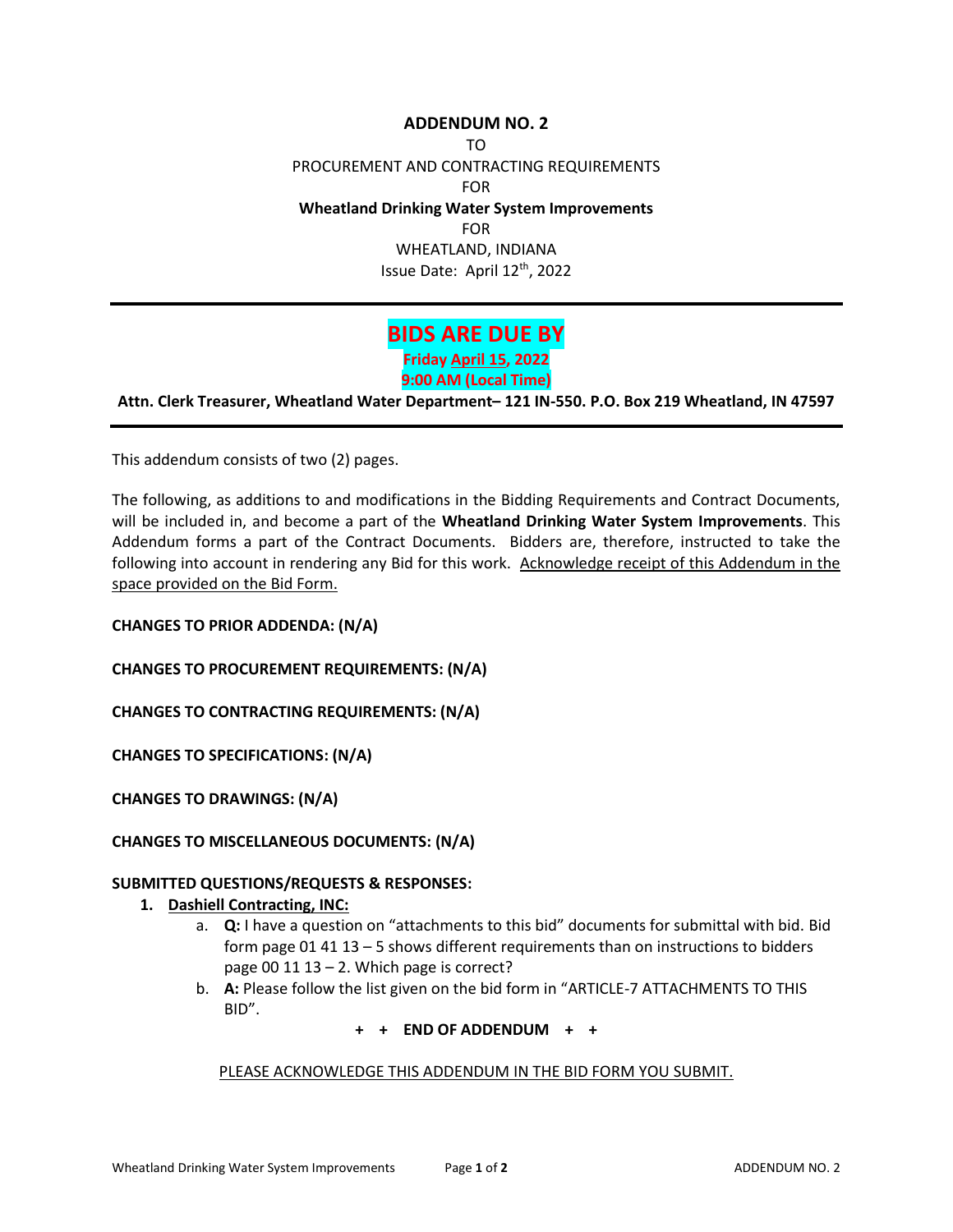**ADDENDUM NO. 2**

TO

PROCUREMENT AND CONTRACTING REQUIREMENTS

FOR

**Wheatland Drinking Water System Improvements**

FOR

WHEATLAND, INDIANA

Issue Date: April 12th, 2022

---

# BIDS ARE DUE BY

**Friday April 15, 2022**

**9:00 AM (Local Time)**

**Attn. Clerk Treasurer, Wheatland Water Department– 121 IN-550. P.O. Box 219 Wheatland, IN 47597**

---

This addendum consists of two (2) pages.

The following, as additions to and modifications in the Bidding Requirements and Contract Documents, will be included in, and become a part of the **Wheatland Drinking Water System Improvements**. This Addendum forms a part of the Contract Documents. Bidders are, therefore, instructed to take the following into account in rendering any Bid for this work. Acknowledge receipt of this Addendum in the space provided on the Bid Form.

**CHANGES TO PRIOR ADDENDA: (N/A)**

**CHANGES TO PROCUREMENT REQUIREMENTS: (N/A)**

**CHANGES TO CONTRACTING REQUIREMENTS: (N/A)**

**CHANGES TO SPECIFICATIONS: (N/A)**

**CHANGES TO DRAWINGS: (N/A)**

**CHANGES TO MISCELLANEOUS DOCUMENTS: (N/A)**

**SUBMITTED QUESTIONS/REQUESTS & RESPONSES:**

1. **Dashiell Contracting, INC:**
   a. **Q:** I have a question on "attachments to this bid" documents for submittal with bid. Bid form page 01 41 13 – 5 shows different requirements than on instructions to bidders page 00 11 13 – 2. Which page is correct?
   b. **A:** Please follow the list given on the bid form in "ARTICLE-7 ATTACHMENTS TO THIS BID".

**+ + END OF ADDENDUM + +**

PLEASE ACKNOWLEDGE THIS ADDENDUM IN THE BID FORM YOU SUBMIT.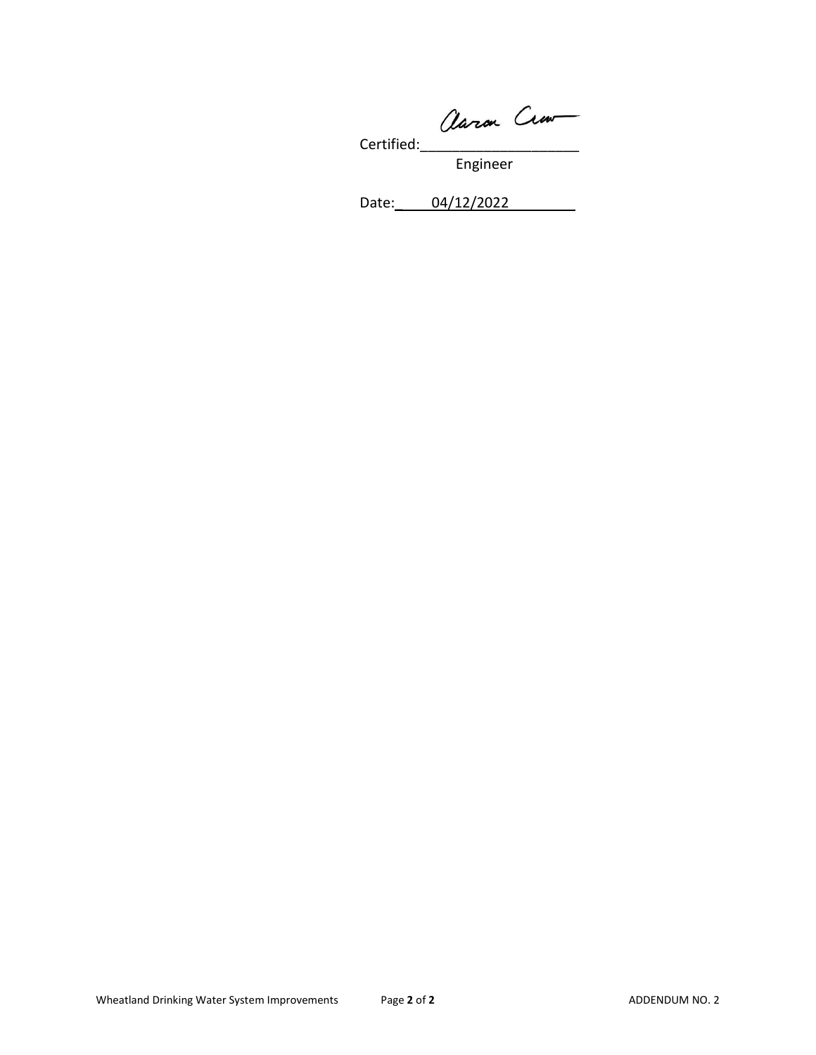Certified: Aaron Crow

Engineer

Date: 04/12/2022